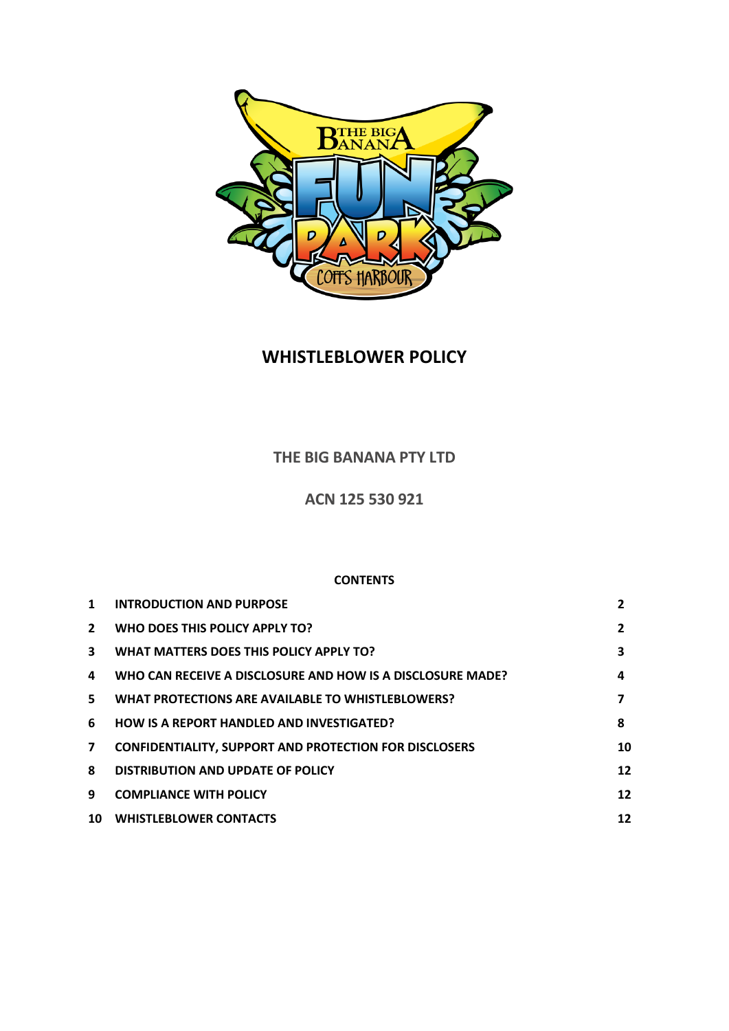# WHISTLEBLOWER POLICY

## THE BIG BANANA PTY LTD

## ACN 125 530 921

**CONTENTS**

| | | |
|---|---|---|
| **1** | **INTRODUCTION AND PURPOSE** | **2** |
| **2** | **WHO DOES THIS POLICY APPLY TO?** | **2** |
| **3** | **WHAT MATTERS DOES THIS POLICY APPLY TO?** | **3** |
| **4** | **WHO CAN RECEIVE A DISCLOSURE AND HOW IS A DISCLOSURE MADE?** | **4** |
| **5** | **WHAT PROTECTIONS ARE AVAILABLE TO WHISTLEBLOWERS?** | **7** |
| **6** | **HOW IS A REPORT HANDLED AND INVESTIGATED?** | **8** |
| **7** | **CONFIDENTIALITY, SUPPORT AND PROTECTION FOR DISCLOSERS** | **10** |
| **8** | **DISTRIBUTION AND UPDATE OF POLICY** | **12** |
| **9** | **COMPLIANCE WITH POLICY** | **12** |
| **10** | **WHISTLEBLOWER CONTACTS** | **12** |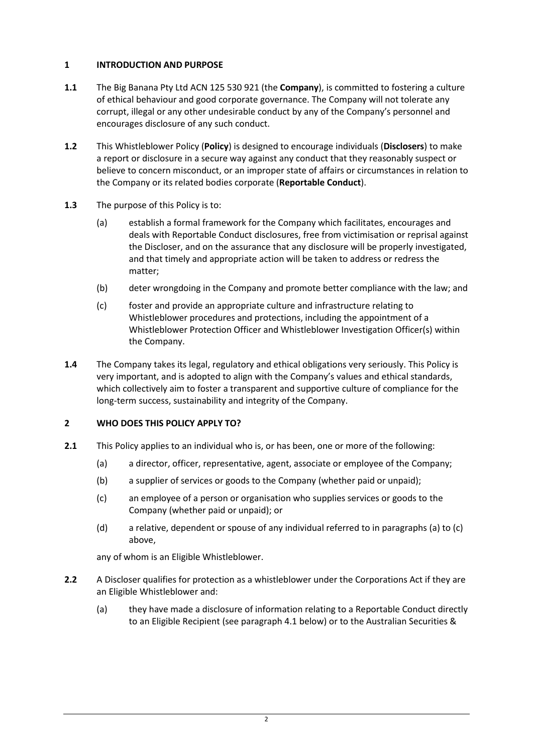## 1 INTRODUCTION AND PURPOSE

**1.1** The Big Banana Pty Ltd ACN 125 530 921 (the **Company**), is committed to fostering a culture of ethical behaviour and good corporate governance. The Company will not tolerate any corrupt, illegal or any other undesirable conduct by any of the Company's personnel and encourages disclosure of any such conduct.

**1.2** This Whistleblower Policy (**Policy**) is designed to encourage individuals (**Disclosers**) to make a report or disclosure in a secure way against any conduct that they reasonably suspect or believe to concern misconduct, or an improper state of affairs or circumstances in relation to the Company or its related bodies corporate (**Reportable Conduct**).

**1.3** The purpose of this Policy is to:

(a) establish a formal framework for the Company which facilitates, encourages and deals with Reportable Conduct disclosures, free from victimisation or reprisal against the Discloser, and on the assurance that any disclosure will be properly investigated, and that timely and appropriate action will be taken to address or redress the matter;

(b) deter wrongdoing in the Company and promote better compliance with the law; and

(c) foster and provide an appropriate culture and infrastructure relating to Whistleblower procedures and protections, including the appointment of a Whistleblower Protection Officer and Whistleblower Investigation Officer(s) within the Company.

**1.4** The Company takes its legal, regulatory and ethical obligations very seriously. This Policy is very important, and is adopted to align with the Company's values and ethical standards, which collectively aim to foster a transparent and supportive culture of compliance for the long-term success, sustainability and integrity of the Company.

## 2 WHO DOES THIS POLICY APPLY TO?

**2.1** This Policy applies to an individual who is, or has been, one or more of the following:

(a) a director, officer, representative, agent, associate or employee of the Company;

(b) a supplier of services or goods to the Company (whether paid or unpaid);

(c) an employee of a person or organisation who supplies services or goods to the Company (whether paid or unpaid); or

(d) a relative, dependent or spouse of any individual referred to in paragraphs (a) to (c) above,

any of whom is an Eligible Whistleblower.

**2.2** A Discloser qualifies for protection as a whistleblower under the Corporations Act if they are an Eligible Whistleblower and:

(a) they have made a disclosure of information relating to a Reportable Conduct directly to an Eligible Recipient (see paragraph 4.1 below) or to the Australian Securities &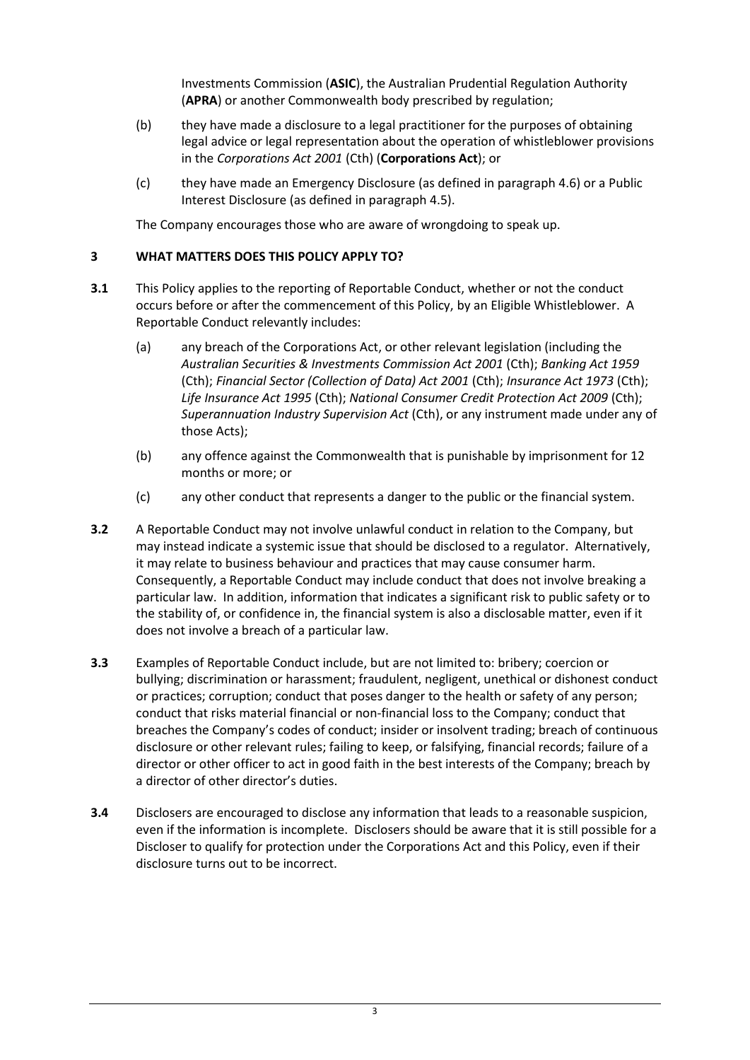Investments Commission (**ASIC**), the Australian Prudential Regulation Authority (**APRA**) or another Commonwealth body prescribed by regulation;

(b) they have made a disclosure to a legal practitioner for the purposes of obtaining legal advice or legal representation about the operation of whistleblower provisions in the *Corporations Act 2001* (Cth) (**Corporations Act**); or

(c) they have made an Emergency Disclosure (as defined in paragraph 4.6) or a Public Interest Disclosure (as defined in paragraph 4.5).

The Company encourages those who are aware of wrongdoing to speak up.

## 3 WHAT MATTERS DOES THIS POLICY APPLY TO?

**3.1** This Policy applies to the reporting of Reportable Conduct, whether or not the conduct occurs before or after the commencement of this Policy, by an Eligible Whistleblower. A Reportable Conduct relevantly includes:

(a) any breach of the Corporations Act, or other relevant legislation (including the *Australian Securities & Investments Commission Act 2001* (Cth); *Banking Act 1959* (Cth); *Financial Sector (Collection of Data) Act 2001* (Cth); *Insurance Act 1973* (Cth); *Life Insurance Act 1995* (Cth); *National Consumer Credit Protection Act 2009* (Cth); *Superannuation Industry Supervision Act* (Cth), or any instrument made under any of those Acts);

(b) any offence against the Commonwealth that is punishable by imprisonment for 12 months or more; or

(c) any other conduct that represents a danger to the public or the financial system.

**3.2** A Reportable Conduct may not involve unlawful conduct in relation to the Company, but may instead indicate a systemic issue that should be disclosed to a regulator. Alternatively, it may relate to business behaviour and practices that may cause consumer harm. Consequently, a Reportable Conduct may include conduct that does not involve breaking a particular law. In addition, information that indicates a significant risk to public safety or to the stability of, or confidence in, the financial system is also a disclosable matter, even if it does not involve a breach of a particular law.

**3.3** Examples of Reportable Conduct include, but are not limited to: bribery; coercion or bullying; discrimination or harassment; fraudulent, negligent, unethical or dishonest conduct or practices; corruption; conduct that poses danger to the health or safety of any person; conduct that risks material financial or non-financial loss to the Company; conduct that breaches the Company's codes of conduct; insider or insolvent trading; breach of continuous disclosure or other relevant rules; failing to keep, or falsifying, financial records; failure of a director or other officer to act in good faith in the best interests of the Company; breach by a director of other director's duties.

**3.4** Disclosers are encouraged to disclose any information that leads to a reasonable suspicion, even if the information is incomplete. Disclosers should be aware that it is still possible for a Discloser to qualify for protection under the Corporations Act and this Policy, even if their disclosure turns out to be incorrect.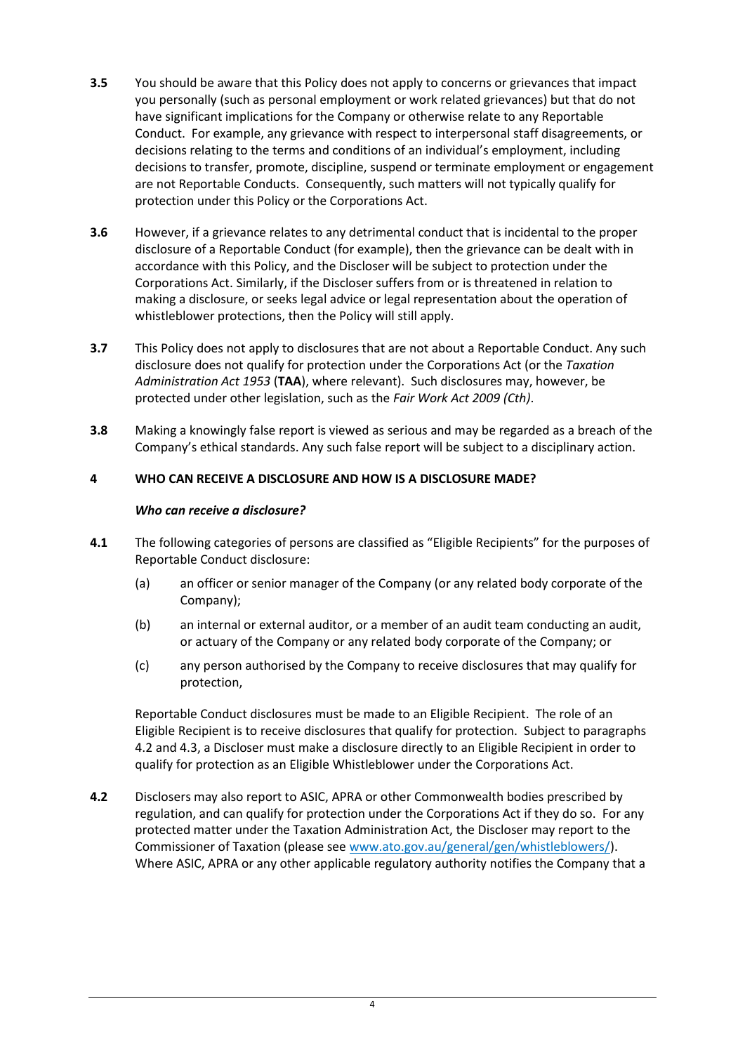**3.5** You should be aware that this Policy does not apply to concerns or grievances that impact you personally (such as personal employment or work related grievances) but that do not have significant implications for the Company or otherwise relate to any Reportable Conduct. For example, any grievance with respect to interpersonal staff disagreements, or decisions relating to the terms and conditions of an individual's employment, including decisions to transfer, promote, discipline, suspend or terminate employment or engagement are not Reportable Conducts. Consequently, such matters will not typically qualify for protection under this Policy or the Corporations Act.

**3.6** However, if a grievance relates to any detrimental conduct that is incidental to the proper disclosure of a Reportable Conduct (for example), then the grievance can be dealt with in accordance with this Policy, and the Discloser will be subject to protection under the Corporations Act. Similarly, if the Discloser suffers from or is threatened in relation to making a disclosure, or seeks legal advice or legal representation about the operation of whistleblower protections, then the Policy will still apply.

**3.7** This Policy does not apply to disclosures that are not about a Reportable Conduct. Any such disclosure does not qualify for protection under the Corporations Act (or the *Taxation Administration Act 1953* (**TAA**), where relevant). Such disclosures may, however, be protected under other legislation, such as the *Fair Work Act 2009 (Cth)*.

**3.8** Making a knowingly false report is viewed as serious and may be regarded as a breach of the Company's ethical standards. Any such false report will be subject to a disciplinary action.

## 4 WHO CAN RECEIVE A DISCLOSURE AND HOW IS A DISCLOSURE MADE?

***Who can receive a disclosure?***

**4.1** The following categories of persons are classified as "Eligible Recipients" for the purposes of Reportable Conduct disclosure:

(a) an officer or senior manager of the Company (or any related body corporate of the Company);

(b) an internal or external auditor, or a member of an audit team conducting an audit, or actuary of the Company or any related body corporate of the Company; or

(c) any person authorised by the Company to receive disclosures that may qualify for protection,

Reportable Conduct disclosures must be made to an Eligible Recipient. The role of an Eligible Recipient is to receive disclosures that qualify for protection. Subject to paragraphs 4.2 and 4.3, a Discloser must make a disclosure directly to an Eligible Recipient in order to qualify for protection as an Eligible Whistleblower under the Corporations Act.

**4.2** Disclosers may also report to ASIC, APRA or other Commonwealth bodies prescribed by regulation, and can qualify for protection under the Corporations Act if they do so. For any protected matter under the Taxation Administration Act, the Discloser may report to the Commissioner of Taxation (please see [www.ato.gov.au/general/gen/whistleblowers/](www.ato.gov.au/general/gen/whistleblowers/)). Where ASIC, APRA or any other applicable regulatory authority notifies the Company that a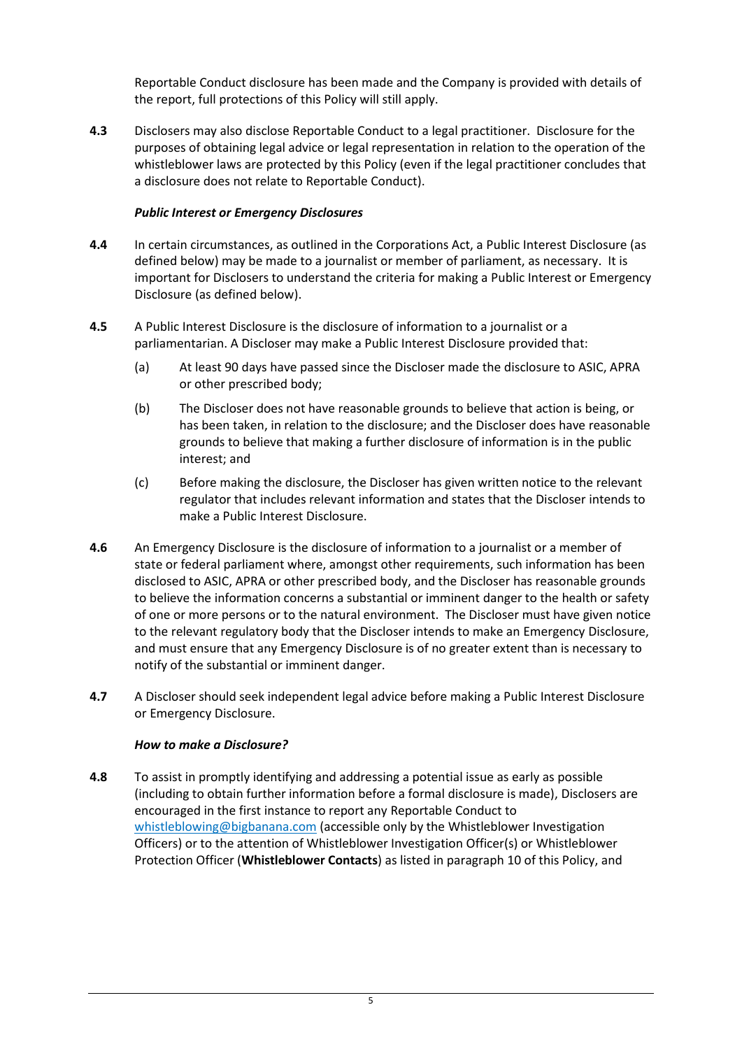Reportable Conduct disclosure has been made and the Company is provided with details of the report, full protections of this Policy will still apply.

**4.3** Disclosers may also disclose Reportable Conduct to a legal practitioner. Disclosure for the purposes of obtaining legal advice or legal representation in relation to the operation of the whistleblower laws are protected by this Policy (even if the legal practitioner concludes that a disclosure does not relate to Reportable Conduct).

***Public Interest or Emergency Disclosures***

**4.4** In certain circumstances, as outlined in the Corporations Act, a Public Interest Disclosure (as defined below) may be made to a journalist or member of parliament, as necessary. It is important for Disclosers to understand the criteria for making a Public Interest or Emergency Disclosure (as defined below).

**4.5** A Public Interest Disclosure is the disclosure of information to a journalist or a parliamentarian. A Discloser may make a Public Interest Disclosure provided that:

(a) At least 90 days have passed since the Discloser made the disclosure to ASIC, APRA or other prescribed body;

(b) The Discloser does not have reasonable grounds to believe that action is being, or has been taken, in relation to the disclosure; and the Discloser does have reasonable grounds to believe that making a further disclosure of information is in the public interest; and

(c) Before making the disclosure, the Discloser has given written notice to the relevant regulator that includes relevant information and states that the Discloser intends to make a Public Interest Disclosure.

**4.6** An Emergency Disclosure is the disclosure of information to a journalist or a member of state or federal parliament where, amongst other requirements, such information has been disclosed to ASIC, APRA or other prescribed body, and the Discloser has reasonable grounds to believe the information concerns a substantial or imminent danger to the health or safety of one or more persons or to the natural environment. The Discloser must have given notice to the relevant regulatory body that the Discloser intends to make an Emergency Disclosure, and must ensure that any Emergency Disclosure is of no greater extent than is necessary to notify of the substantial or imminent danger.

**4.7** A Discloser should seek independent legal advice before making a Public Interest Disclosure or Emergency Disclosure.

***How to make a Disclosure?***

**4.8** To assist in promptly identifying and addressing a potential issue as early as possible (including to obtain further information before a formal disclosure is made), Disclosers are encouraged in the first instance to report any Reportable Conduct to whistleblowing@bigbanana.com (accessible only by the Whistleblower Investigation Officers) or to the attention of Whistleblower Investigation Officer(s) or Whistleblower Protection Officer (**Whistleblower Contacts**) as listed in paragraph 10 of this Policy, and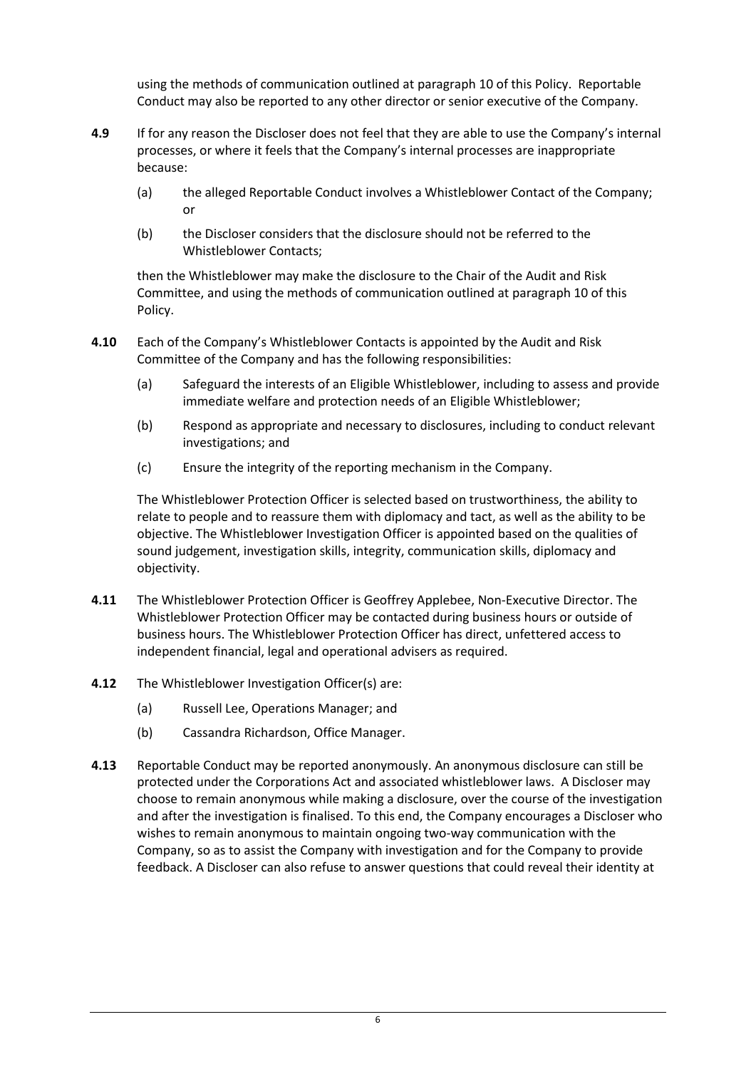using the methods of communication outlined at paragraph 10 of this Policy. Reportable Conduct may also be reported to any other director or senior executive of the Company.

**4.9** If for any reason the Discloser does not feel that they are able to use the Company's internal processes, or where it feels that the Company's internal processes are inappropriate because:

(a) the alleged Reportable Conduct involves a Whistleblower Contact of the Company; or

(b) the Discloser considers that the disclosure should not be referred to the Whistleblower Contacts;

then the Whistleblower may make the disclosure to the Chair of the Audit and Risk Committee, and using the methods of communication outlined at paragraph 10 of this Policy.

**4.10** Each of the Company's Whistleblower Contacts is appointed by the Audit and Risk Committee of the Company and has the following responsibilities:

(a) Safeguard the interests of an Eligible Whistleblower, including to assess and provide immediate welfare and protection needs of an Eligible Whistleblower;

(b) Respond as appropriate and necessary to disclosures, including to conduct relevant investigations; and

(c) Ensure the integrity of the reporting mechanism in the Company.

The Whistleblower Protection Officer is selected based on trustworthiness, the ability to relate to people and to reassure them with diplomacy and tact, as well as the ability to be objective. The Whistleblower Investigation Officer is appointed based on the qualities of sound judgement, investigation skills, integrity, communication skills, diplomacy and objectivity.

**4.11** The Whistleblower Protection Officer is Geoffrey Applebee, Non-Executive Director. The Whistleblower Protection Officer may be contacted during business hours or outside of business hours. The Whistleblower Protection Officer has direct, unfettered access to independent financial, legal and operational advisers as required.

**4.12** The Whistleblower Investigation Officer(s) are:

(a) Russell Lee, Operations Manager; and

(b) Cassandra Richardson, Office Manager.

**4.13** Reportable Conduct may be reported anonymously. An anonymous disclosure can still be protected under the Corporations Act and associated whistleblower laws. A Discloser may choose to remain anonymous while making a disclosure, over the course of the investigation and after the investigation is finalised. To this end, the Company encourages a Discloser who wishes to remain anonymous to maintain ongoing two-way communication with the Company, so as to assist the Company with investigation and for the Company to provide feedback. A Discloser can also refuse to answer questions that could reveal their identity at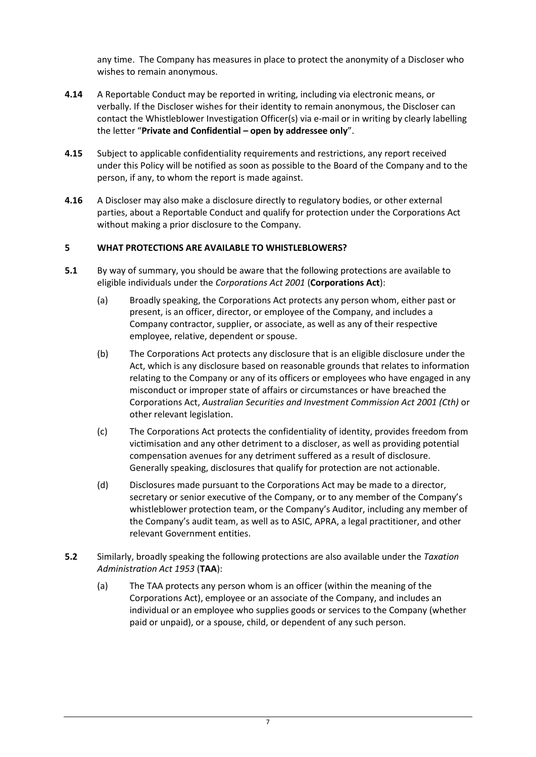any time. The Company has measures in place to protect the anonymity of a Discloser who wishes to remain anonymous.

**4.14** A Reportable Conduct may be reported in writing, including via electronic means, or verbally. If the Discloser wishes for their identity to remain anonymous, the Discloser can contact the Whistleblower Investigation Officer(s) via e-mail or in writing by clearly labelling the letter "**Private and Confidential – open by addressee only**".

**4.15** Subject to applicable confidentiality requirements and restrictions, any report received under this Policy will be notified as soon as possible to the Board of the Company and to the person, if any, to whom the report is made against.

**4.16** A Discloser may also make a disclosure directly to regulatory bodies, or other external parties, about a Reportable Conduct and qualify for protection under the Corporations Act without making a prior disclosure to the Company.

## 5 WHAT PROTECTIONS ARE AVAILABLE TO WHISTLEBLOWERS?

**5.1** By way of summary, you should be aware that the following protections are available to eligible individuals under the *Corporations Act 2001* (**Corporations Act**):

(a) Broadly speaking, the Corporations Act protects any person whom, either past or present, is an officer, director, or employee of the Company, and includes a Company contractor, supplier, or associate, as well as any of their respective employee, relative, dependent or spouse.

(b) The Corporations Act protects any disclosure that is an eligible disclosure under the Act, which is any disclosure based on reasonable grounds that relates to information relating to the Company or any of its officers or employees who have engaged in any misconduct or improper state of affairs or circumstances or have breached the Corporations Act, *Australian Securities and Investment Commission Act 2001 (Cth)* or other relevant legislation.

(c) The Corporations Act protects the confidentiality of identity, provides freedom from victimisation and any other detriment to a discloser, as well as providing potential compensation avenues for any detriment suffered as a result of disclosure. Generally speaking, disclosures that qualify for protection are not actionable.

(d) Disclosures made pursuant to the Corporations Act may be made to a director, secretary or senior executive of the Company, or to any member of the Company's whistleblower protection team, or the Company's Auditor, including any member of the Company's audit team, as well as to ASIC, APRA, a legal practitioner, and other relevant Government entities.

**5.2** Similarly, broadly speaking the following protections are also available under the *Taxation Administration Act 1953* (**TAA**):

(a) The TAA protects any person whom is an officer (within the meaning of the Corporations Act), employee or an associate of the Company, and includes an individual or an employee who supplies goods or services to the Company (whether paid or unpaid), or a spouse, child, or dependent of any such person.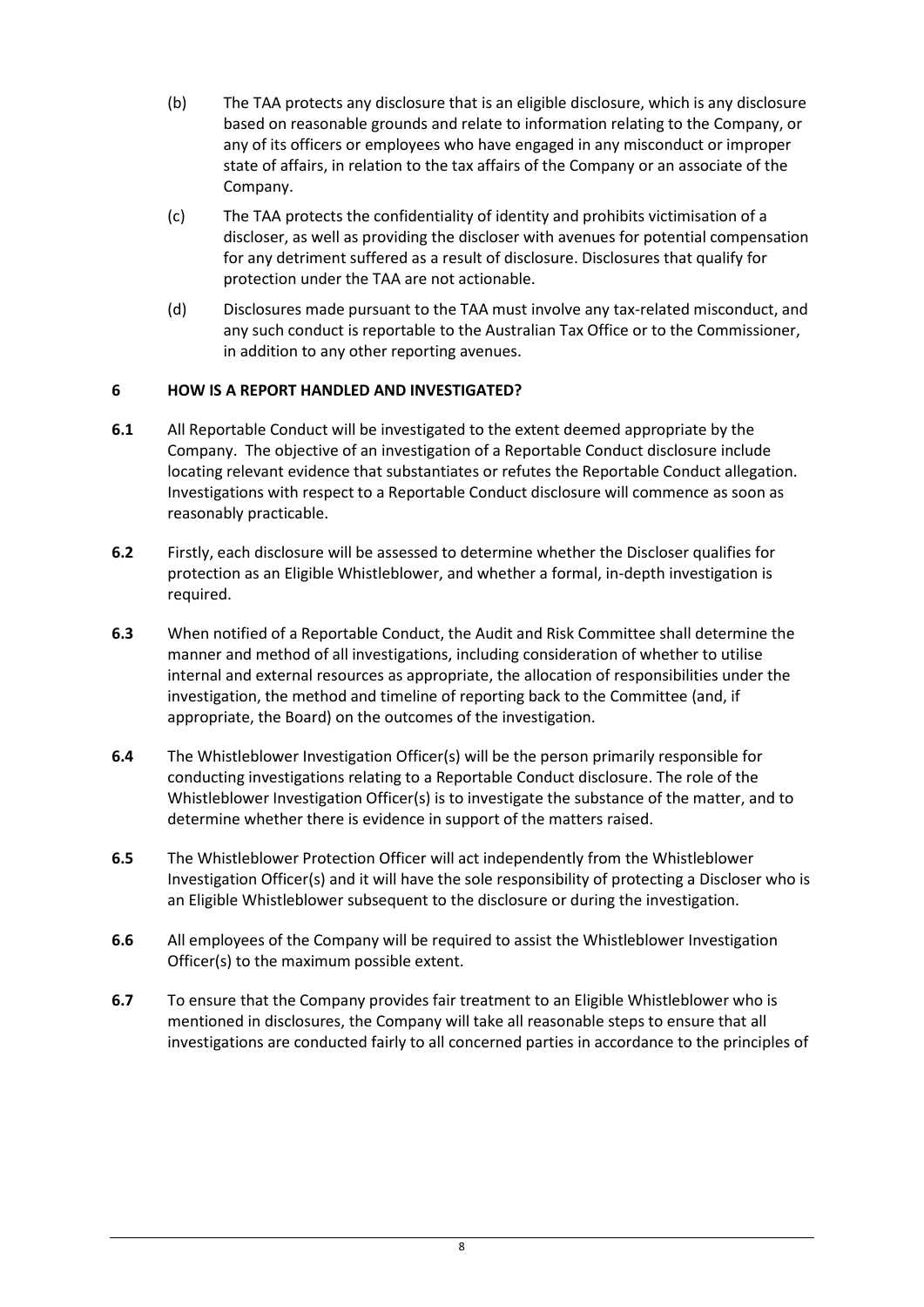(b) The TAA protects any disclosure that is an eligible disclosure, which is any disclosure based on reasonable grounds and relate to information relating to the Company, or any of its officers or employees who have engaged in any misconduct or improper state of affairs, in relation to the tax affairs of the Company or an associate of the Company.

(c) The TAA protects the confidentiality of identity and prohibits victimisation of a discloser, as well as providing the discloser with avenues for potential compensation for any detriment suffered as a result of disclosure. Disclosures that qualify for protection under the TAA are not actionable.

(d) Disclosures made pursuant to the TAA must involve any tax-related misconduct, and any such conduct is reportable to the Australian Tax Office or to the Commissioner, in addition to any other reporting avenues.

## 6 HOW IS A REPORT HANDLED AND INVESTIGATED?

**6.1** All Reportable Conduct will be investigated to the extent deemed appropriate by the Company. The objective of an investigation of a Reportable Conduct disclosure include locating relevant evidence that substantiates or refutes the Reportable Conduct allegation. Investigations with respect to a Reportable Conduct disclosure will commence as soon as reasonably practicable.

**6.2** Firstly, each disclosure will be assessed to determine whether the Discloser qualifies for protection as an Eligible Whistleblower, and whether a formal, in-depth investigation is required.

**6.3** When notified of a Reportable Conduct, the Audit and Risk Committee shall determine the manner and method of all investigations, including consideration of whether to utilise internal and external resources as appropriate, the allocation of responsibilities under the investigation, the method and timeline of reporting back to the Committee (and, if appropriate, the Board) on the outcomes of the investigation.

**6.4** The Whistleblower Investigation Officer(s) will be the person primarily responsible for conducting investigations relating to a Reportable Conduct disclosure. The role of the Whistleblower Investigation Officer(s) is to investigate the substance of the matter, and to determine whether there is evidence in support of the matters raised.

**6.5** The Whistleblower Protection Officer will act independently from the Whistleblower Investigation Officer(s) and it will have the sole responsibility of protecting a Discloser who is an Eligible Whistleblower subsequent to the disclosure or during the investigation.

**6.6** All employees of the Company will be required to assist the Whistleblower Investigation Officer(s) to the maximum possible extent.

**6.7** To ensure that the Company provides fair treatment to an Eligible Whistleblower who is mentioned in disclosures, the Company will take all reasonable steps to ensure that all investigations are conducted fairly to all concerned parties in accordance to the principles of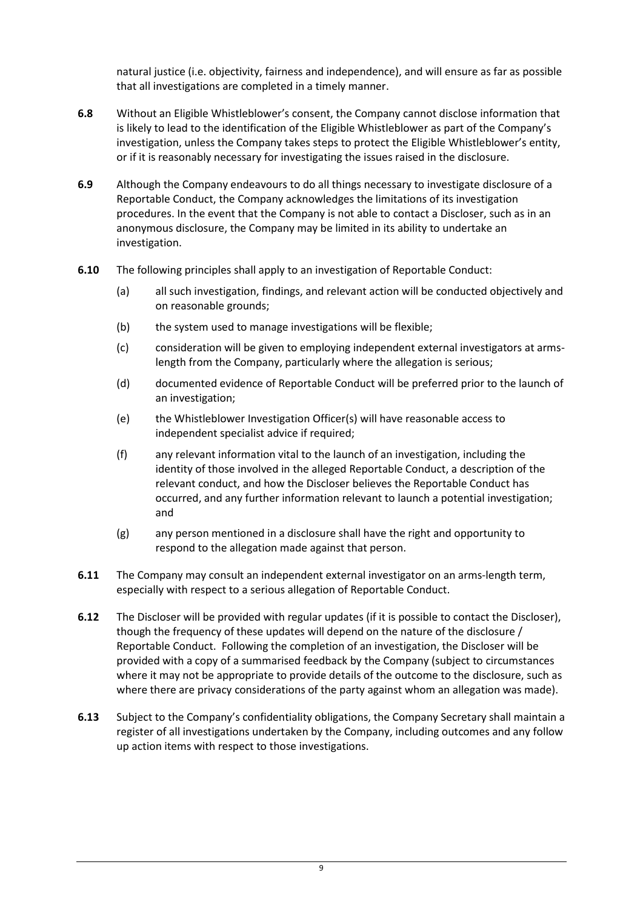natural justice (i.e. objectivity, fairness and independence), and will ensure as far as possible that all investigations are completed in a timely manner.

**6.8** Without an Eligible Whistleblower's consent, the Company cannot disclose information that is likely to lead to the identification of the Eligible Whistleblower as part of the Company's investigation, unless the Company takes steps to protect the Eligible Whistleblower's entity, or if it is reasonably necessary for investigating the issues raised in the disclosure.

**6.9** Although the Company endeavours to do all things necessary to investigate disclosure of a Reportable Conduct, the Company acknowledges the limitations of its investigation procedures. In the event that the Company is not able to contact a Discloser, such as in an anonymous disclosure, the Company may be limited in its ability to undertake an investigation.

**6.10** The following principles shall apply to an investigation of Reportable Conduct:

(a) all such investigation, findings, and relevant action will be conducted objectively and on reasonable grounds;

(b) the system used to manage investigations will be flexible;

(c) consideration will be given to employing independent external investigators at arms-length from the Company, particularly where the allegation is serious;

(d) documented evidence of Reportable Conduct will be preferred prior to the launch of an investigation;

(e) the Whistleblower Investigation Officer(s) will have reasonable access to independent specialist advice if required;

(f) any relevant information vital to the launch of an investigation, including the identity of those involved in the alleged Reportable Conduct, a description of the relevant conduct, and how the Discloser believes the Reportable Conduct has occurred, and any further information relevant to launch a potential investigation; and

(g) any person mentioned in a disclosure shall have the right and opportunity to respond to the allegation made against that person.

**6.11** The Company may consult an independent external investigator on an arms-length term, especially with respect to a serious allegation of Reportable Conduct.

**6.12** The Discloser will be provided with regular updates (if it is possible to contact the Discloser), though the frequency of these updates will depend on the nature of the disclosure / Reportable Conduct. Following the completion of an investigation, the Discloser will be provided with a copy of a summarised feedback by the Company (subject to circumstances where it may not be appropriate to provide details of the outcome to the disclosure, such as where there are privacy considerations of the party against whom an allegation was made).

**6.13** Subject to the Company's confidentiality obligations, the Company Secretary shall maintain a register of all investigations undertaken by the Company, including outcomes and any follow up action items with respect to those investigations.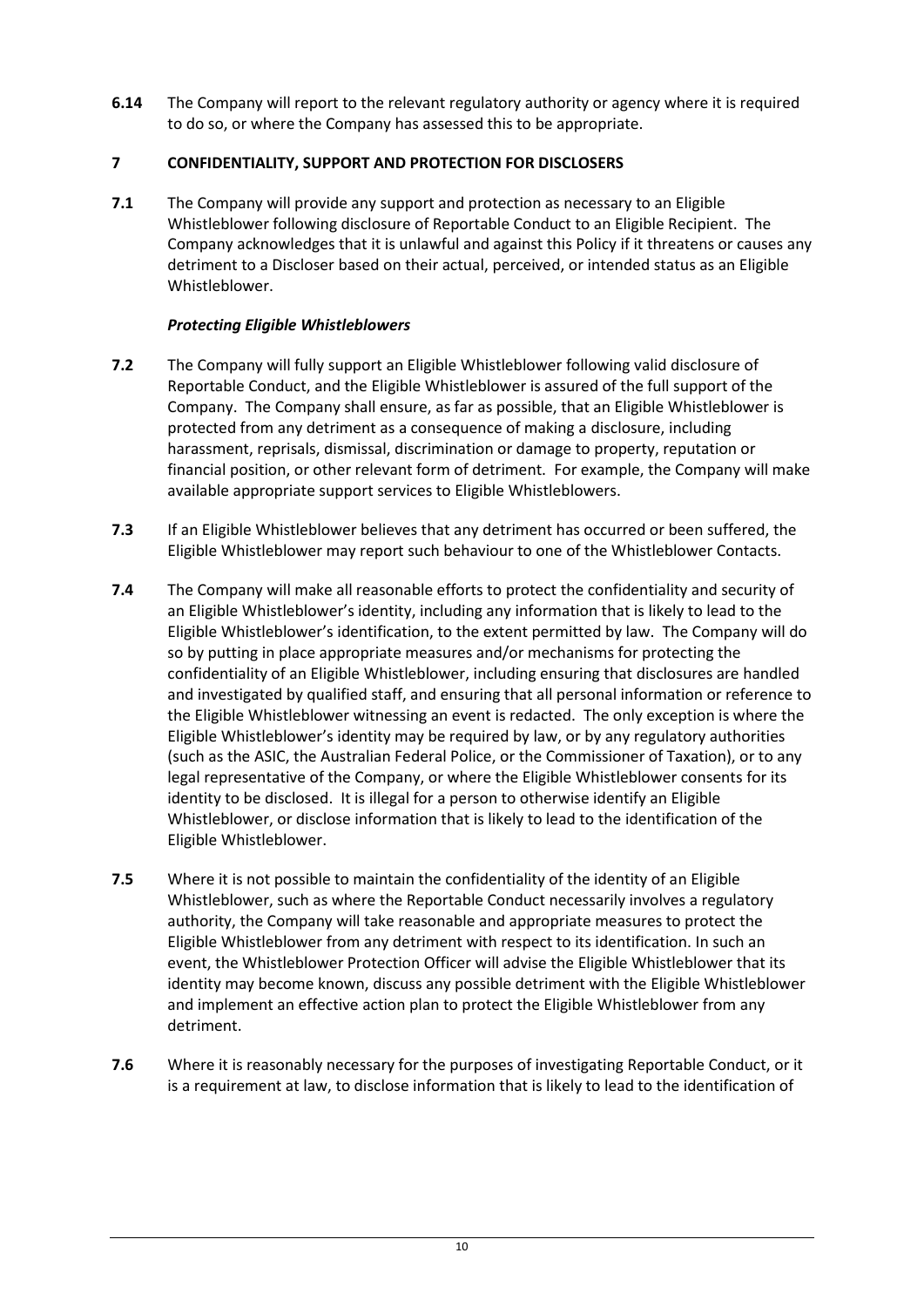**6.14** The Company will report to the relevant regulatory authority or agency where it is required to do so, or where the Company has assessed this to be appropriate.

## 7 CONFIDENTIALITY, SUPPORT AND PROTECTION FOR DISCLOSERS

**7.1** The Company will provide any support and protection as necessary to an Eligible Whistleblower following disclosure of Reportable Conduct to an Eligible Recipient. The Company acknowledges that it is unlawful and against this Policy if it threatens or causes any detriment to a Discloser based on their actual, perceived, or intended status as an Eligible Whistleblower.

***Protecting Eligible Whistleblowers***

**7.2** The Company will fully support an Eligible Whistleblower following valid disclosure of Reportable Conduct, and the Eligible Whistleblower is assured of the full support of the Company. The Company shall ensure, as far as possible, that an Eligible Whistleblower is protected from any detriment as a consequence of making a disclosure, including harassment, reprisals, dismissal, discrimination or damage to property, reputation or financial position, or other relevant form of detriment. For example, the Company will make available appropriate support services to Eligible Whistleblowers.

**7.3** If an Eligible Whistleblower believes that any detriment has occurred or been suffered, the Eligible Whistleblower may report such behaviour to one of the Whistleblower Contacts.

**7.4** The Company will make all reasonable efforts to protect the confidentiality and security of an Eligible Whistleblower's identity, including any information that is likely to lead to the Eligible Whistleblower's identification, to the extent permitted by law. The Company will do so by putting in place appropriate measures and/or mechanisms for protecting the confidentiality of an Eligible Whistleblower, including ensuring that disclosures are handled and investigated by qualified staff, and ensuring that all personal information or reference to the Eligible Whistleblower witnessing an event is redacted. The only exception is where the Eligible Whistleblower's identity may be required by law, or by any regulatory authorities (such as the ASIC, the Australian Federal Police, or the Commissioner of Taxation), or to any legal representative of the Company, or where the Eligible Whistleblower consents for its identity to be disclosed. It is illegal for a person to otherwise identify an Eligible Whistleblower, or disclose information that is likely to lead to the identification of the Eligible Whistleblower.

**7.5** Where it is not possible to maintain the confidentiality of the identity of an Eligible Whistleblower, such as where the Reportable Conduct necessarily involves a regulatory authority, the Company will take reasonable and appropriate measures to protect the Eligible Whistleblower from any detriment with respect to its identification. In such an event, the Whistleblower Protection Officer will advise the Eligible Whistleblower that its identity may become known, discuss any possible detriment with the Eligible Whistleblower and implement an effective action plan to protect the Eligible Whistleblower from any detriment.

**7.6** Where it is reasonably necessary for the purposes of investigating Reportable Conduct, or it is a requirement at law, to disclose information that is likely to lead to the identification of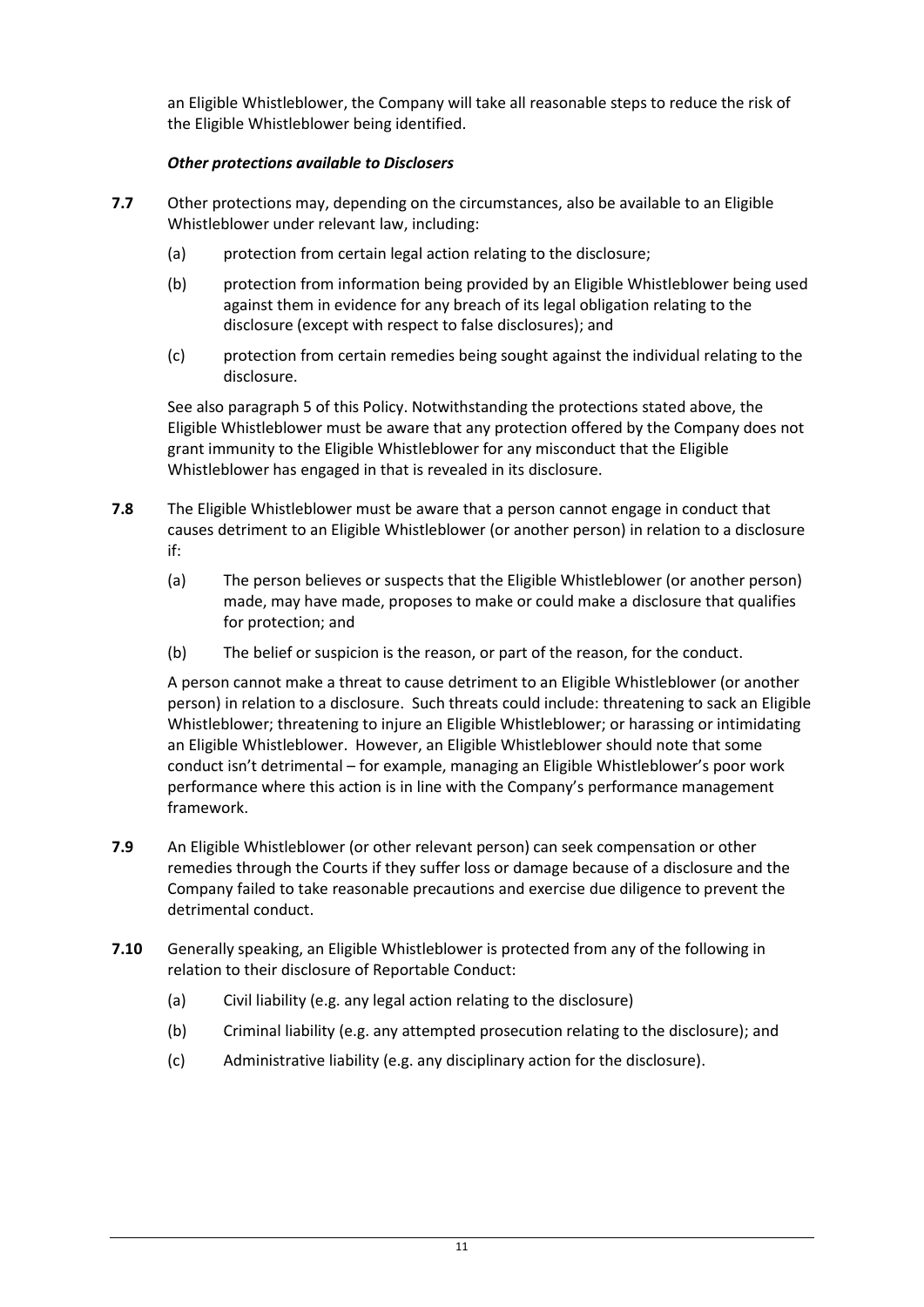an Eligible Whistleblower, the Company will take all reasonable steps to reduce the risk of the Eligible Whistleblower being identified.

***Other protections available to Disclosers***

**7.7** Other protections may, depending on the circumstances, also be available to an Eligible Whistleblower under relevant law, including:

(a) protection from certain legal action relating to the disclosure;

(b) protection from information being provided by an Eligible Whistleblower being used against them in evidence for any breach of its legal obligation relating to the disclosure (except with respect to false disclosures); and

(c) protection from certain remedies being sought against the individual relating to the disclosure.

See also paragraph 5 of this Policy. Notwithstanding the protections stated above, the Eligible Whistleblower must be aware that any protection offered by the Company does not grant immunity to the Eligible Whistleblower for any misconduct that the Eligible Whistleblower has engaged in that is revealed in its disclosure.

**7.8** The Eligible Whistleblower must be aware that a person cannot engage in conduct that causes detriment to an Eligible Whistleblower (or another person) in relation to a disclosure if:

(a) The person believes or suspects that the Eligible Whistleblower (or another person) made, may have made, proposes to make or could make a disclosure that qualifies for protection; and

(b) The belief or suspicion is the reason, or part of the reason, for the conduct.

A person cannot make a threat to cause detriment to an Eligible Whistleblower (or another person) in relation to a disclosure. Such threats could include: threatening to sack an Eligible Whistleblower; threatening to injure an Eligible Whistleblower; or harassing or intimidating an Eligible Whistleblower. However, an Eligible Whistleblower should note that some conduct isn't detrimental – for example, managing an Eligible Whistleblower's poor work performance where this action is in line with the Company's performance management framework.

**7.9** An Eligible Whistleblower (or other relevant person) can seek compensation or other remedies through the Courts if they suffer loss or damage because of a disclosure and the Company failed to take reasonable precautions and exercise due diligence to prevent the detrimental conduct.

**7.10** Generally speaking, an Eligible Whistleblower is protected from any of the following in relation to their disclosure of Reportable Conduct:

(a) Civil liability (e.g. any legal action relating to the disclosure)

(b) Criminal liability (e.g. any attempted prosecution relating to the disclosure); and

(c) Administrative liability (e.g. any disciplinary action for the disclosure).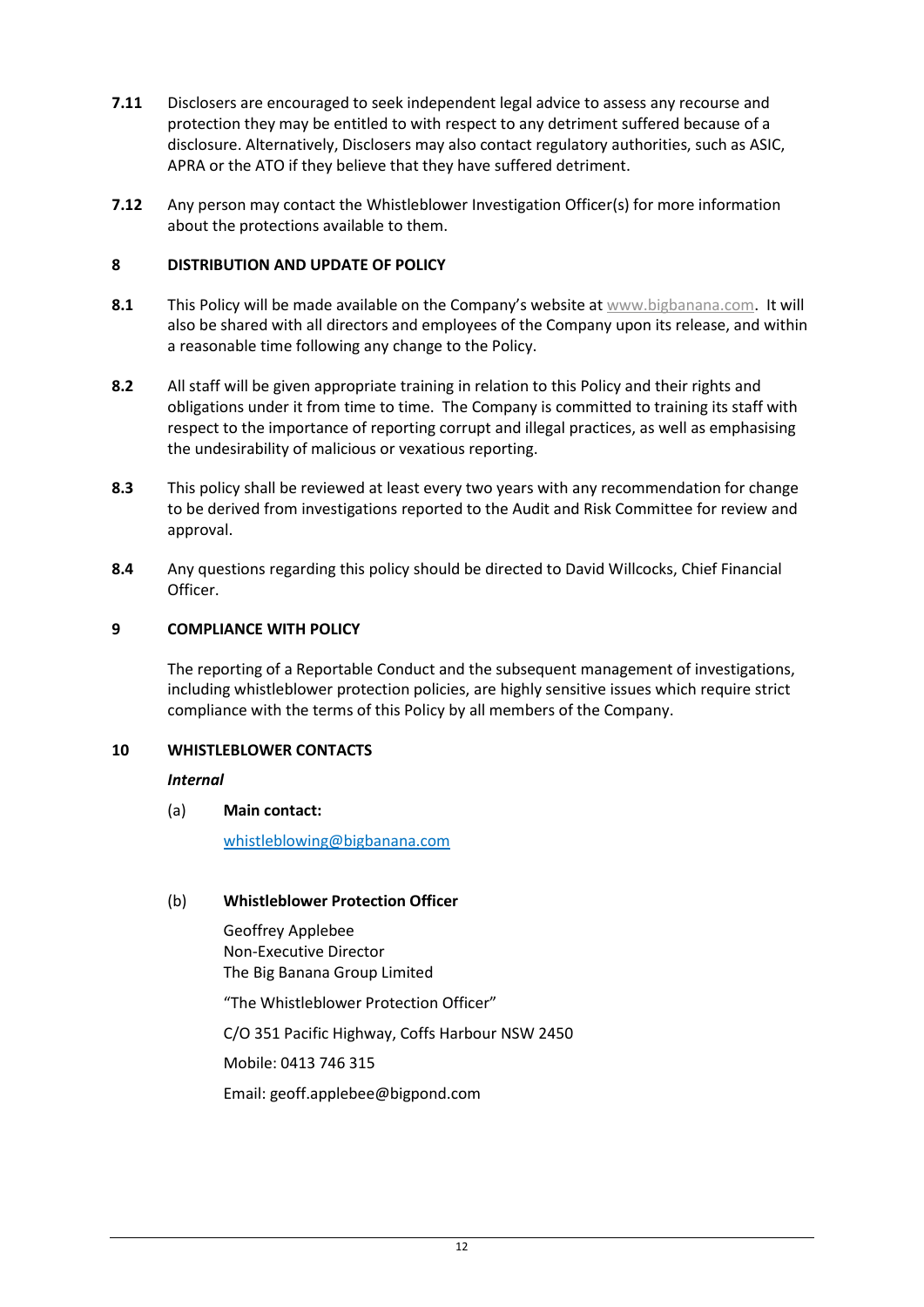**7.11** Disclosers are encouraged to seek independent legal advice to assess any recourse and protection they may be entitled to with respect to any detriment suffered because of a disclosure. Alternatively, Disclosers may also contact regulatory authorities, such as ASIC, APRA or the ATO if they believe that they have suffered detriment.

**7.12** Any person may contact the Whistleblower Investigation Officer(s) for more information about the protections available to them.

## 8 DISTRIBUTION AND UPDATE OF POLICY

**8.1** This Policy will be made available on the Company's website at www.bigbanana.com. It will also be shared with all directors and employees of the Company upon its release, and within a reasonable time following any change to the Policy.

**8.2** All staff will be given appropriate training in relation to this Policy and their rights and obligations under it from time to time. The Company is committed to training its staff with respect to the importance of reporting corrupt and illegal practices, as well as emphasising the undesirability of malicious or vexatious reporting.

**8.3** This policy shall be reviewed at least every two years with any recommendation for change to be derived from investigations reported to the Audit and Risk Committee for review and approval.

**8.4** Any questions regarding this policy should be directed to David Willcocks, Chief Financial Officer.

## 9 COMPLIANCE WITH POLICY

The reporting of a Reportable Conduct and the subsequent management of investigations, including whistleblower protection policies, are highly sensitive issues which require strict compliance with the terms of this Policy by all members of the Company.

## 10 WHISTLEBLOWER CONTACTS

***Internal***

(a) **Main contact:**

whistleblowing@bigbanana.com

(b) **Whistleblower Protection Officer**

Geoffrey Applebee
Non-Executive Director
The Big Banana Group Limited

"The Whistleblower Protection Officer"

C/O 351 Pacific Highway, Coffs Harbour NSW 2450

Mobile: 0413 746 315

Email: geoff.applebee@bigpond.com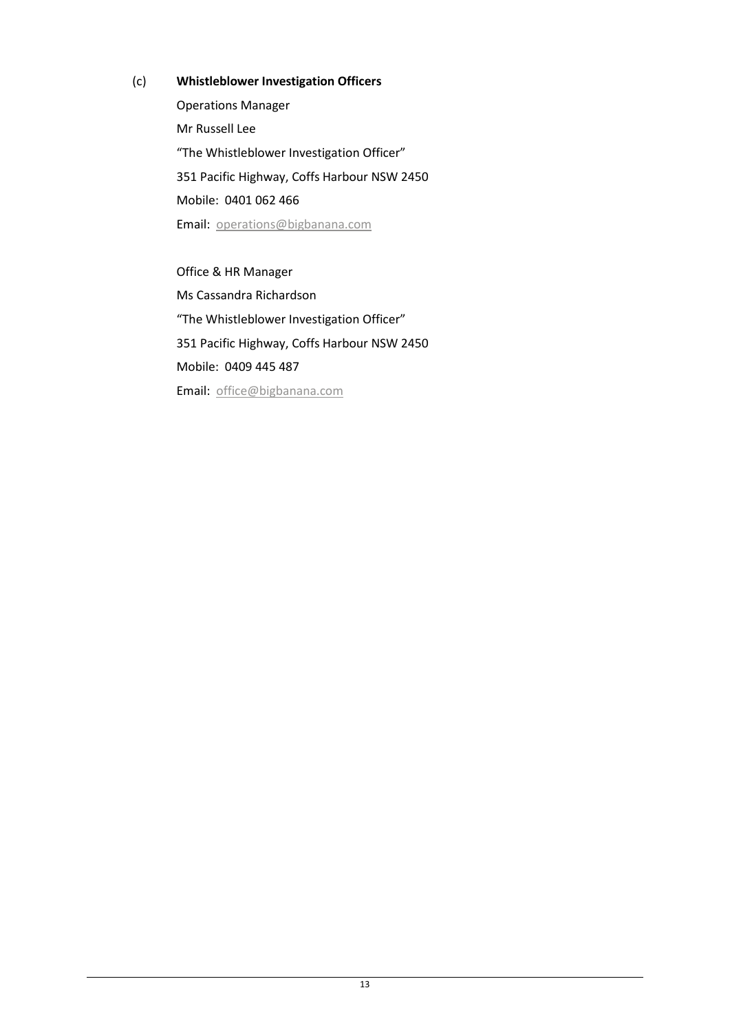(c) **Whistleblower Investigation Officers**

Operations Manager

Mr Russell Lee

"The Whistleblower Investigation Officer"

351 Pacific Highway, Coffs Harbour NSW 2450

Mobile: 0401 062 466

Email: operations@bigbanana.com

Office & HR Manager

Ms Cassandra Richardson

"The Whistleblower Investigation Officer"

351 Pacific Highway, Coffs Harbour NSW 2450

Mobile: 0409 445 487

Email: office@bigbanana.com